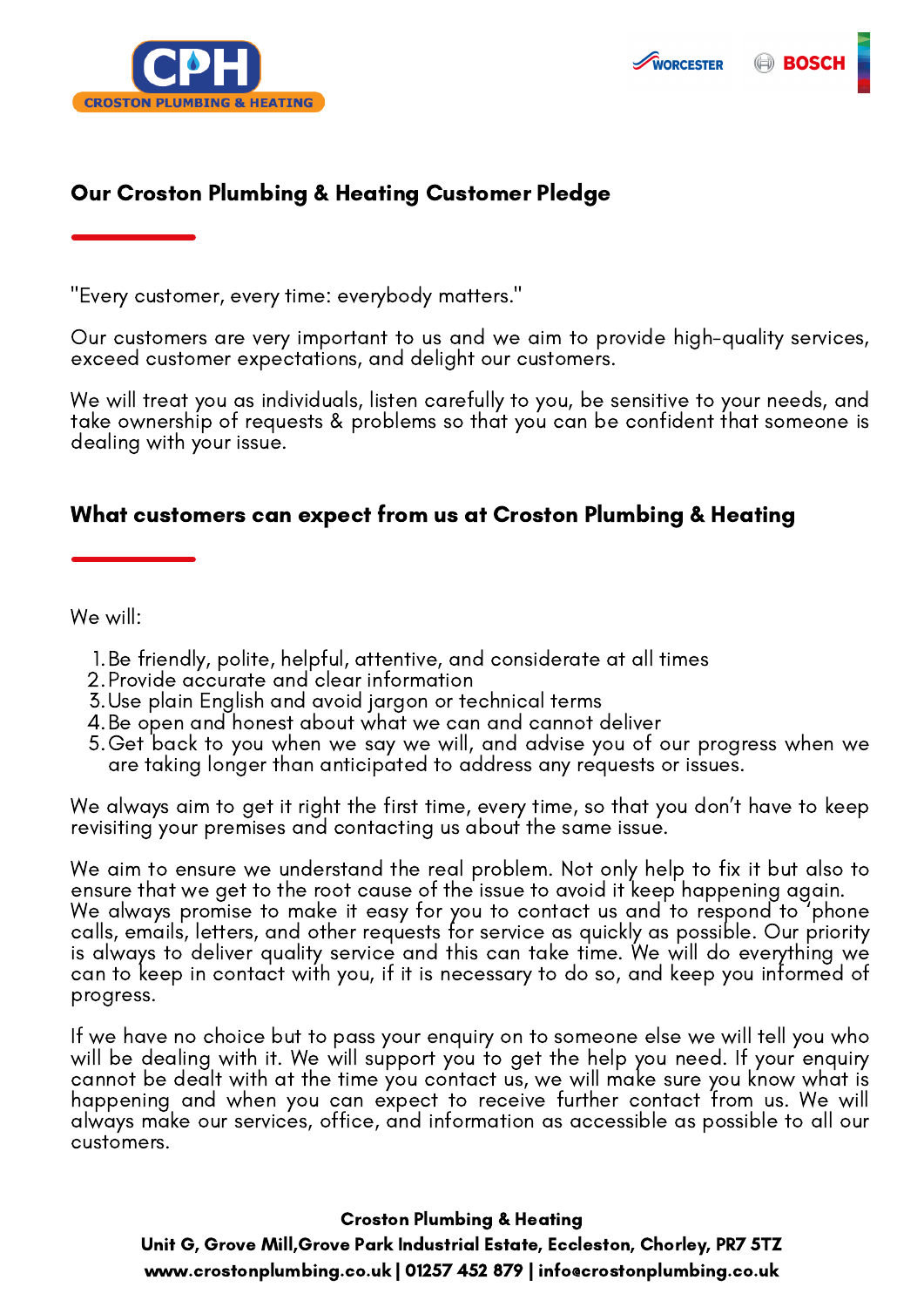## Our Croston Plumbing & Heating Customer Pledge

"Every customer, every time: everybody matters."

Our customers are very important to us and we aim to provide high-quality services, exceed customer expectations, and delight our customers.

We will treat you as individuals, listen carefully to you, be sensitive to your needs, and take ownership of requests & problems so that you can be confident that someone is dealing with your issue.

## What customers can expect from us at Croston Plumbing & Heating

We will:

1. Be friendly, polite, helpful, attentive, and considerate at all times
2. Provide accurate and clear information
3. Use plain English and avoid jargon or technical terms
4. Be open and honest about what we can and cannot deliver
5. Get back to you when we say we will, and advise you of our progress when we are taking longer than anticipated to address any requests or issues.

We always aim to get it right the first time, every time, so that you don't have to keep revisiting your premises and contacting us about the same issue.

We aim to ensure we understand the real problem. Not only help to fix it but also to ensure that we get to the root cause of the issue to avoid it keep happening again. We always promise to make it easy for you to contact us and to respond to 'phone calls, emails, letters, and other requests for service as quickly as possible. Our priority is always to deliver quality service and this can take time. We will do everything we can to keep in contact with you, if it is necessary to do so, and keep you informed of progress.

If we have no choice but to pass your enquiry on to someone else we will tell you who will be dealing with it. We will support you to get the help you need. If your enquiry cannot be dealt with at the time you contact us, we will make sure you know what is happening and when you can expect to receive further contact from us. We will always make our services, office, and information as accessible as possible to all our customers.

**Croston Plumbing & Heating**
**Unit G, Grove Mill,Grove Park Industrial Estate, Eccleston, Chorley, PR7 5TZ**
**www.crostonplumbing.co.uk | 01257 452 879 | info@crostonplumbing.co.uk**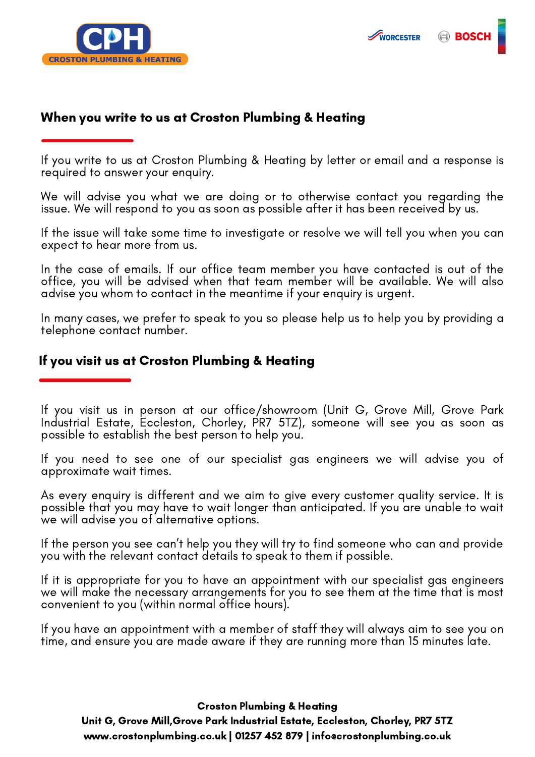## When you write to us at Croston Plumbing & Heating

If you write to us at Croston Plumbing & Heating by letter or email and a response is required to answer your enquiry.

We will advise you what we are doing or to otherwise contact you regarding the issue. We will respond to you as soon as possible after it has been received by us.

If the issue will take some time to investigate or resolve we will tell you when you can expect to hear more from us.

In the case of emails. If our office team member you have contacted is out of the office, you will be advised when that team member will be available. We will also advise you whom to contact in the meantime if your enquiry is urgent.

In many cases, we prefer to speak to you so please help us to help you by providing a telephone contact number.

## If you visit us at Croston Plumbing & Heating

If you visit us in person at our office/showroom (Unit G, Grove Mill, Grove Park Industrial Estate, Eccleston, Chorley, PR7 5TZ), someone will see you as soon as possible to establish the best person to help you.

If you need to see one of our specialist gas engineers we will advise you of approximate wait times.

As every enquiry is different and we aim to give every customer quality service. It is possible that you may have to wait longer than anticipated. If you are unable to wait we will advise you of alternative options.

If the person you see can't help you they will try to find someone who can and provide you with the relevant contact details to speak to them if possible.

If it is appropriate for you to have an appointment with our specialist gas engineers we will make the necessary arrangements for you to see them at the time that is most convenient to you (within normal office hours).

If you have an appointment with a member of staff they will always aim to see you on time, and ensure you are made aware if they are running more than 15 minutes late.

**Croston Plumbing & Heating**
**Unit G, Grove Mill,Grove Park Industrial Estate, Eccleston, Chorley, PR7 5TZ**
**www.crostonplumbing.co.uk | 01257 452 879 | info@crostonplumbing.co.uk**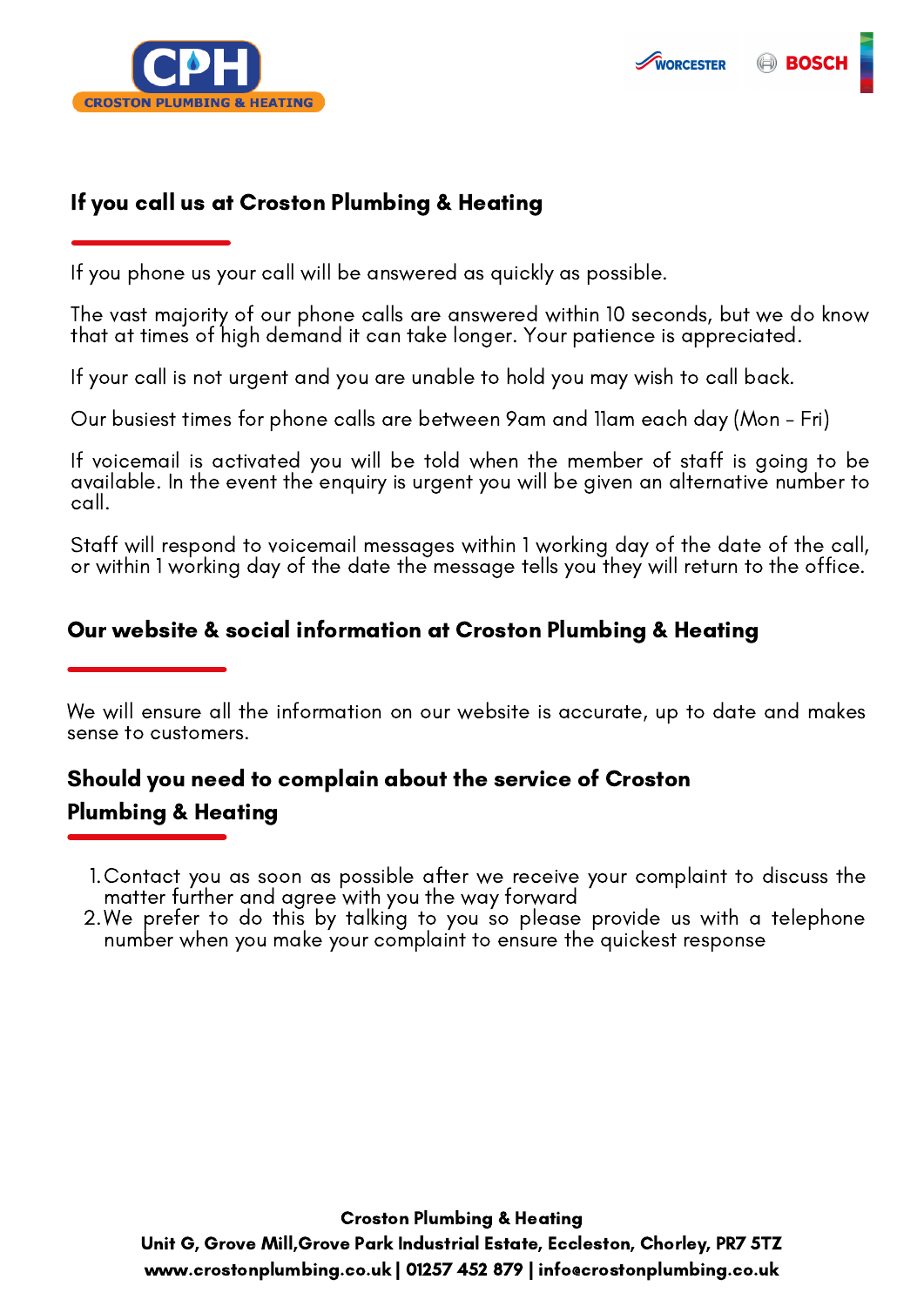## If you call us at Croston Plumbing & Heating

If you phone us your call will be answered as quickly as possible.

The vast majority of our phone calls are answered within 10 seconds, but we do know that at times of high demand it can take longer. Your patience is appreciated.

If your call is not urgent and you are unable to hold you may wish to call back.

Our busiest times for phone calls are between 9am and 11am each day (Mon - Fri)

If voicemail is activated you will be told when the member of staff is going to be available. In the event the enquiry is urgent you will be given an alternative number to call.

Staff will respond to voicemail messages within 1 working day of the date of the call, or within 1 working day of the date the message tells you they will return to the office.

## Our website & social information at Croston Plumbing & Heating

We will ensure all the information on our website is accurate, up to date and makes sense to customers.

## Should you need to complain about the service of Croston Plumbing & Heating

1. Contact you as soon as possible after we receive your complaint to discuss the matter further and agree with you the way forward
2. We prefer to do this by talking to you so please provide us with a telephone number when you make your complaint to ensure the quickest response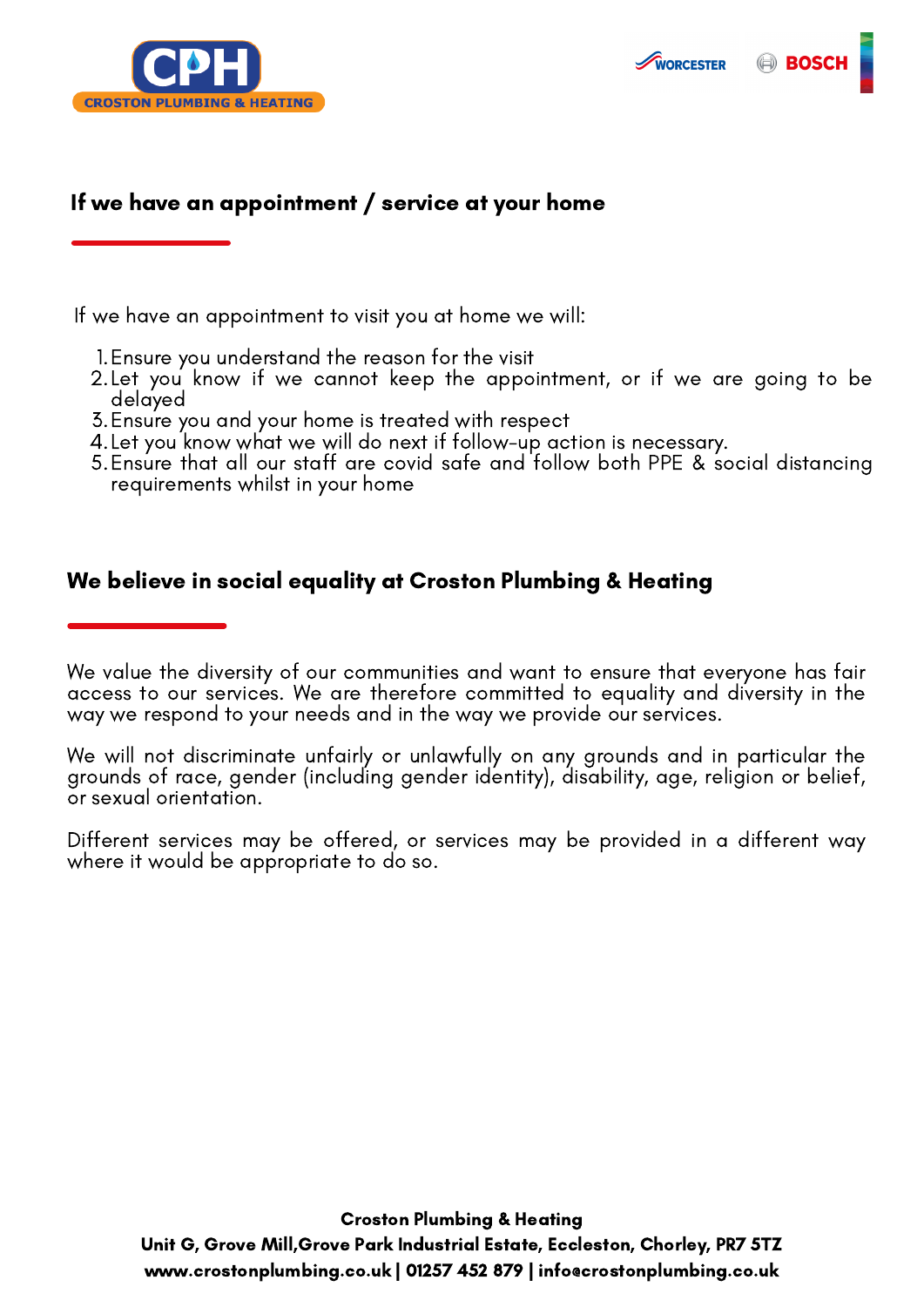## If we have an appointment / service at your home

If we have an appointment to visit you at home we will:

1. Ensure you understand the reason for the visit
2. Let you know if we cannot keep the appointment, or if we are going to be delayed
3. Ensure you and your home is treated with respect
4. Let you know what we will do next if follow-up action is necessary.
5. Ensure that all our staff are covid safe and follow both PPE & social distancing requirements whilst in your home

## We believe in social equality at Croston Plumbing & Heating

We value the diversity of our communities and want to ensure that everyone has fair access to our services. We are therefore committed to equality and diversity in the way we respond to your needs and in the way we provide our services.

We will not discriminate unfairly or unlawfully on any grounds and in particular the grounds of race, gender (including gender identity), disability, age, religion or belief, or sexual orientation.

Different services may be offered, or services may be provided in a different way where it would be appropriate to do so.